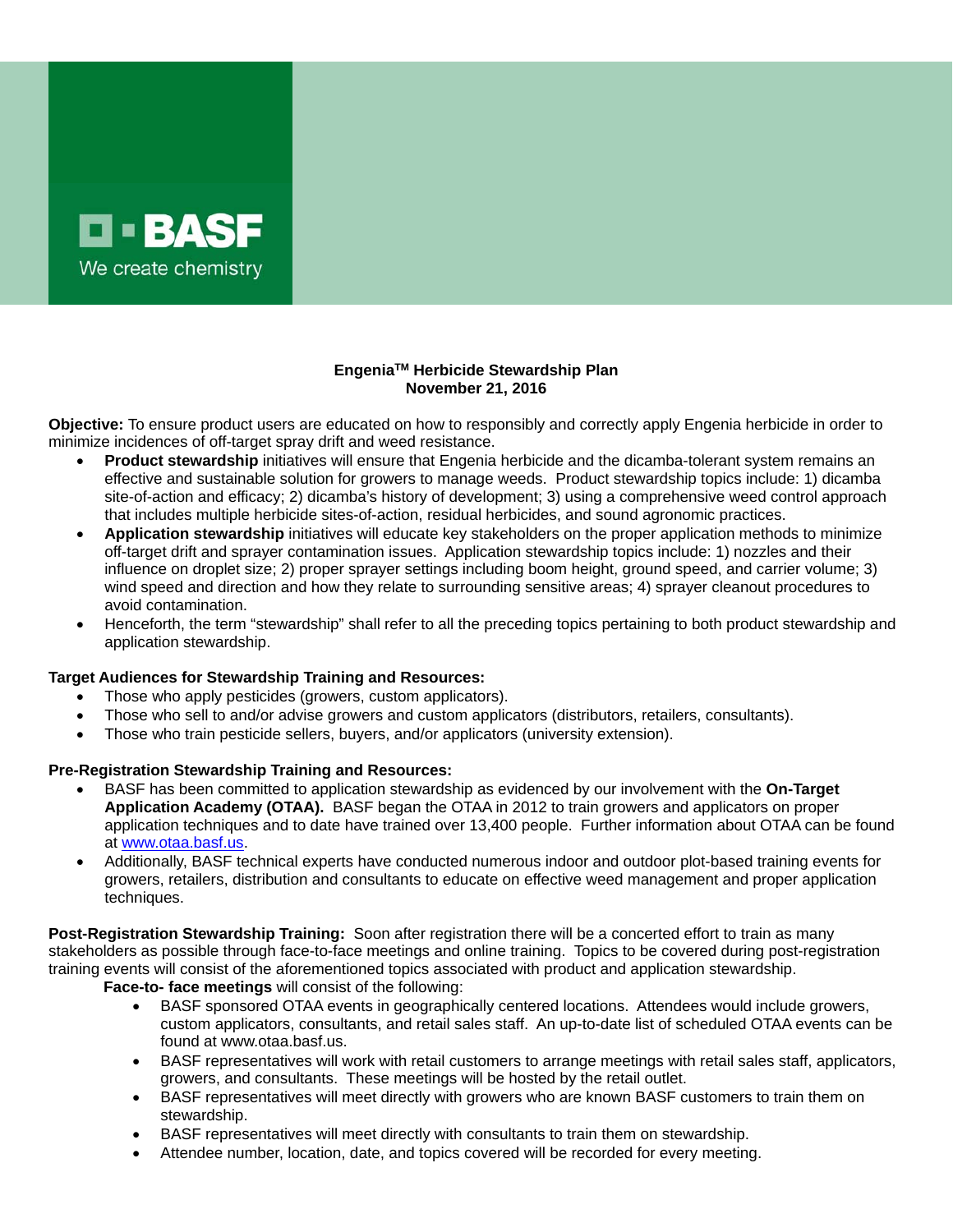BASF
We create chemistry

**Engenia™ Herbicide Stewardship Plan**
**November 21, 2016**

**Objective:** To ensure product users are educated on how to responsibly and correctly apply Engenia herbicide in order to minimize incidences of off-target spray drift and weed resistance.

- **Product stewardship** initiatives will ensure that Engenia herbicide and the dicamba-tolerant system remains an effective and sustainable solution for growers to manage weeds. Product stewardship topics include: 1) dicamba site-of-action and efficacy; 2) dicamba's history of development; 3) using a comprehensive weed control approach that includes multiple herbicide sites-of-action, residual herbicides, and sound agronomic practices.
- **Application stewardship** initiatives will educate key stakeholders on the proper application methods to minimize off-target drift and sprayer contamination issues. Application stewardship topics include: 1) nozzles and their influence on droplet size; 2) proper sprayer settings including boom height, ground speed, and carrier volume; 3) wind speed and direction and how they relate to surrounding sensitive areas; 4) sprayer cleanout procedures to avoid contamination.
- Henceforth, the term "stewardship" shall refer to all the preceding topics pertaining to both product stewardship and application stewardship.

**Target Audiences for Stewardship Training and Resources:**

- Those who apply pesticides (growers, custom applicators).
- Those who sell to and/or advise growers and custom applicators (distributors, retailers, consultants).
- Those who train pesticide sellers, buyers, and/or applicators (university extension).

**Pre-Registration Stewardship Training and Resources:**

- BASF has been committed to application stewardship as evidenced by our involvement with the **On-Target Application Academy (OTAA).** BASF began the OTAA in 2012 to train growers and applicators on proper application techniques and to date have trained over 13,400 people. Further information about OTAA can be found at www.otaa.basf.us.
- Additionally, BASF technical experts have conducted numerous indoor and outdoor plot-based training events for growers, retailers, distribution and consultants to educate on effective weed management and proper application techniques.

**Post-Registration Stewardship Training:** Soon after registration there will be a concerted effort to train as many stakeholders as possible through face-to-face meetings and online training. Topics to be covered during post-registration training events will consist of the aforementioned topics associated with product and application stewardship.

**Face-to- face meetings** will consist of the following:

- BASF sponsored OTAA events in geographically centered locations. Attendees would include growers, custom applicators, consultants, and retail sales staff. An up-to-date list of scheduled OTAA events can be found at www.otaa.basf.us.
- BASF representatives will work with retail customers to arrange meetings with retail sales staff, applicators, growers, and consultants. These meetings will be hosted by the retail outlet.
- BASF representatives will meet directly with growers who are known BASF customers to train them on stewardship.
- BASF representatives will meet directly with consultants to train them on stewardship.
- Attendee number, location, date, and topics covered will be recorded for every meeting.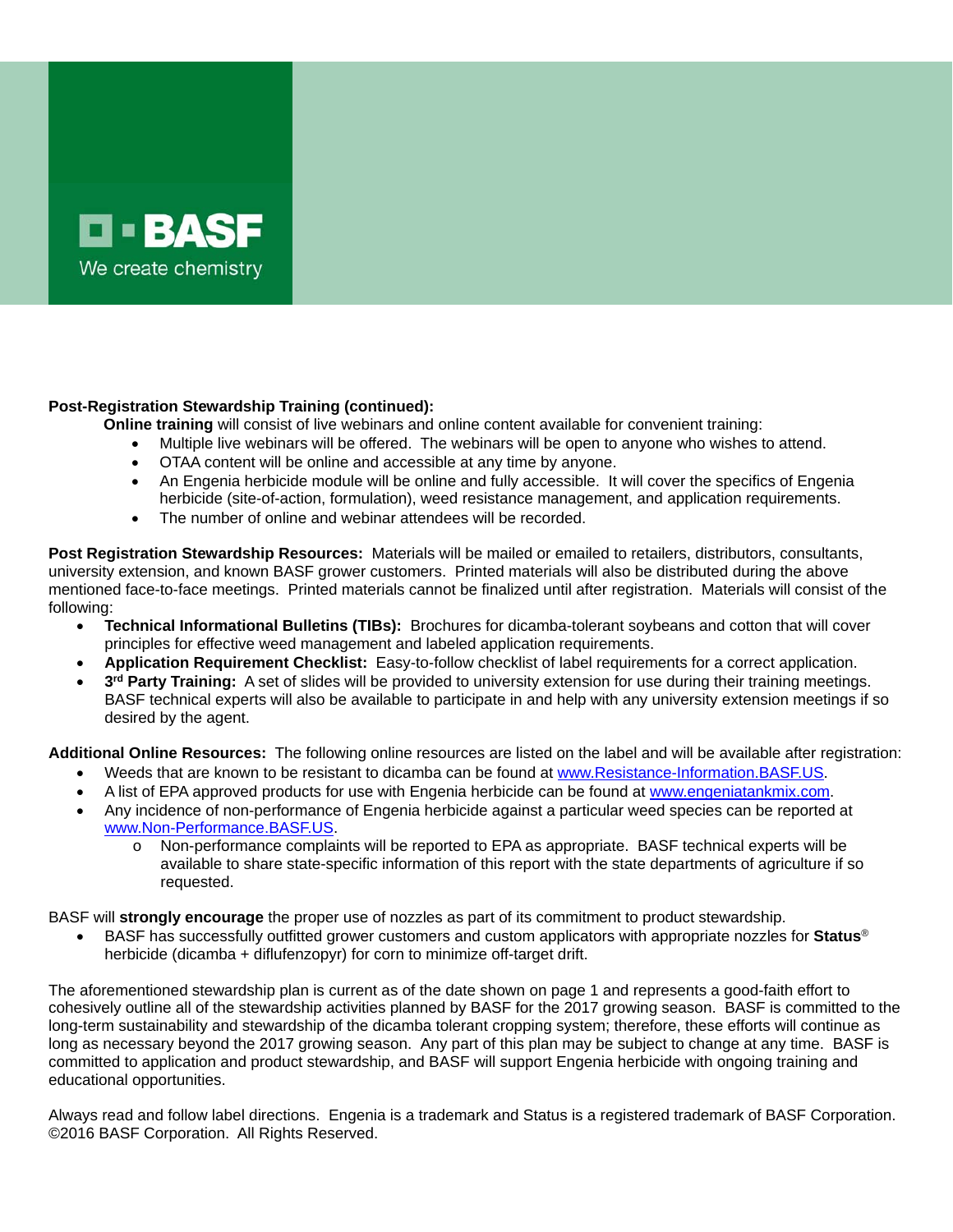**Post-Registration Stewardship Training (continued):**

**Online training** will consist of live webinars and online content available for convenient training:

- Multiple live webinars will be offered. The webinars will be open to anyone who wishes to attend.
- OTAA content will be online and accessible at any time by anyone.
- An Engenia herbicide module will be online and fully accessible. It will cover the specifics of Engenia herbicide (site-of-action, formulation), weed resistance management, and application requirements.
- The number of online and webinar attendees will be recorded.

**Post Registration Stewardship Resources:** Materials will be mailed or emailed to retailers, distributors, consultants, university extension, and known BASF grower customers. Printed materials will also be distributed during the above mentioned face-to-face meetings. Printed materials cannot be finalized until after registration. Materials will consist of the following:

- **Technical Informational Bulletins (TIBs):** Brochures for dicamba-tolerant soybeans and cotton that will cover principles for effective weed management and labeled application requirements.
- **Application Requirement Checklist:** Easy-to-follow checklist of label requirements for a correct application.
- **3rd Party Training:** A set of slides will be provided to university extension for use during their training meetings. BASF technical experts will also be available to participate in and help with any university extension meetings if so desired by the agent.

**Additional Online Resources:** The following online resources are listed on the label and will be available after registration:

- Weeds that are known to be resistant to dicamba can be found at www.Resistance-Information.BASF.US.
- A list of EPA approved products for use with Engenia herbicide can be found at www.engeniatankmix.com.
- Any incidence of non-performance of Engenia herbicide against a particular weed species can be reported at www.Non-Performance.BASF.US.
  - Non-performance complaints will be reported to EPA as appropriate. BASF technical experts will be available to share state-specific information of this report with the state departments of agriculture if so requested.

BASF will **strongly encourage** the proper use of nozzles as part of its commitment to product stewardship.

- BASF has successfully outfitted grower customers and custom applicators with appropriate nozzles for **Status**® herbicide (dicamba + diflufenzopyr) for corn to minimize off-target drift.

The aforementioned stewardship plan is current as of the date shown on page 1 and represents a good-faith effort to cohesively outline all of the stewardship activities planned by BASF for the 2017 growing season. BASF is committed to the long-term sustainability and stewardship of the dicamba tolerant cropping system; therefore, these efforts will continue as long as necessary beyond the 2017 growing season. Any part of this plan may be subject to change at any time. BASF is committed to application and product stewardship, and BASF will support Engenia herbicide with ongoing training and educational opportunities.

Always read and follow label directions. Engenia is a trademark and Status is a registered trademark of BASF Corporation. ©2016 BASF Corporation. All Rights Reserved.